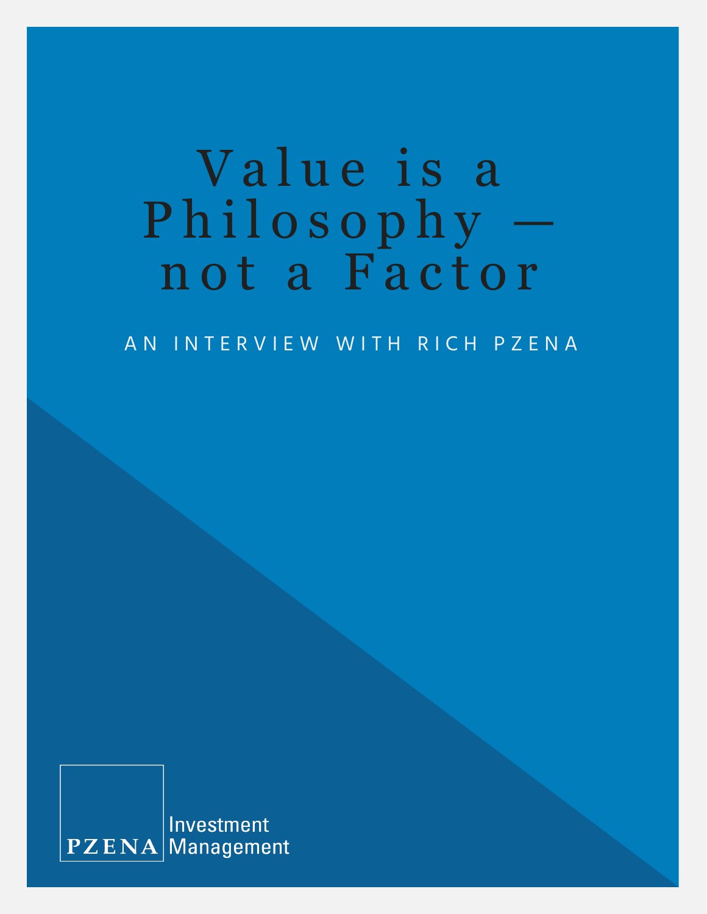# Value is a Philosophy — not a Factor

AN INTERVIEW WITH RICH PZENA

PZENA Investment Management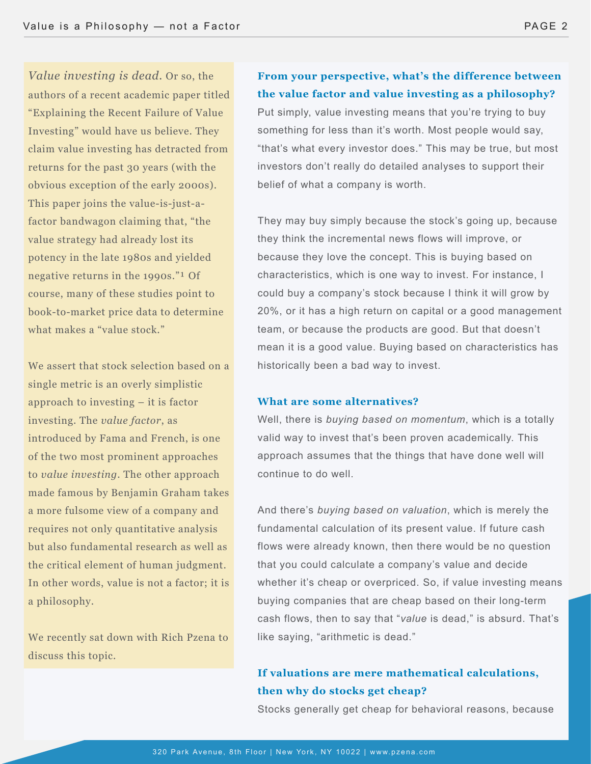*Value investing is dead.* Or so, the authors of a recent academic paper titled "Explaining the Recent Failure of Value Investing" would have us believe. They claim value investing has detracted from returns for the past 30 years (with the obvious exception of the early 2000s). This paper joins the value-is-just-a-factor bandwagon claiming that, "the value strategy had already lost its potency in the late 1980s and yielded negative returns in the 1990s."[1] Of course, many of these studies point to book-to-market price data to determine what makes a "value stock."

We assert that stock selection based on a single metric is an overly simplistic approach to investing – it is factor investing. The *value factor*, as introduced by Fama and French, is one of the two most prominent approaches to *value investing*. The other approach made famous by Benjamin Graham takes a more fulsome view of a company and requires not only quantitative analysis but also fundamental research as well as the critical element of human judgment. In other words, value is not a factor; it is a philosophy.

We recently sat down with Rich Pzena to discuss this topic.

**From your perspective, what's the difference between the value factor and value investing as a philosophy?**

Put simply, value investing means that you're trying to buy something for less than it's worth. Most people would say, "that's what every investor does." This may be true, but most investors don't really do detailed analyses to support their belief of what a company is worth.

They may buy simply because the stock's going up, because they think the incremental news flows will improve, or because they love the concept. This is buying based on characteristics, which is one way to invest. For instance, I could buy a company's stock because I think it will grow by 20%, or it has a high return on capital or a good management team, or because the products are good. But that doesn't mean it is a good value. Buying based on characteristics has historically been a bad way to invest.

**What are some alternatives?**

Well, there is *buying based on momentum*, which is a totally valid way to invest that's been proven academically. This approach assumes that the things that have done well will continue to do well.

And there's *buying based on valuation*, which is merely the fundamental calculation of its present value. If future cash flows were already known, then there would be no question that you could calculate a company's value and decide whether it's cheap or overpriced. So, if value investing means buying companies that are cheap based on their long-term cash flows, then to say that "*value* is dead," is absurd. That's like saying, "arithmetic is dead."

**If valuations are mere mathematical calculations, then why do stocks get cheap?**

Stocks generally get cheap for behavioral reasons, because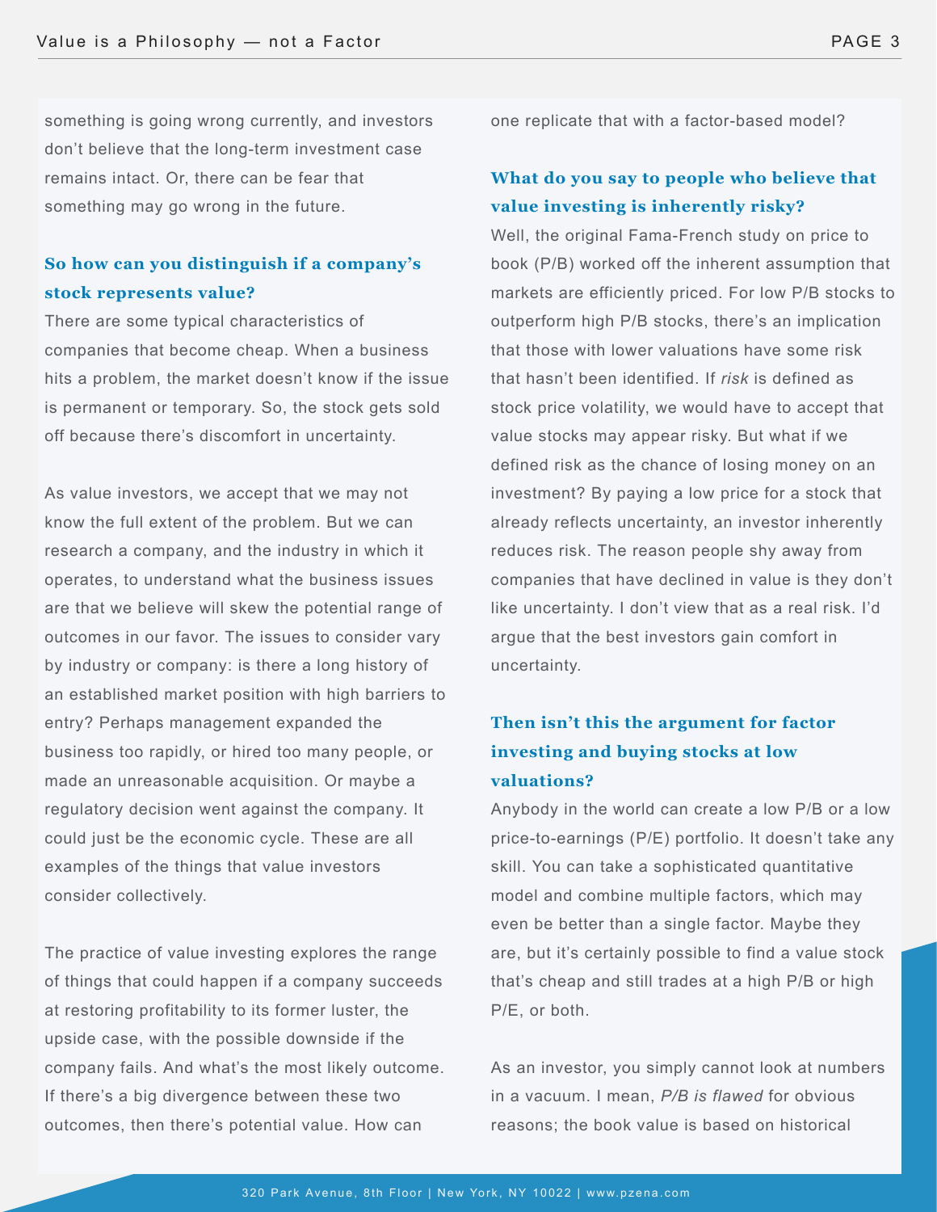something is going wrong currently, and investors don't believe that the long-term investment case remains intact. Or, there can be fear that something may go wrong in the future.

### So how can you distinguish if a company's stock represents value?

There are some typical characteristics of companies that become cheap. When a business hits a problem, the market doesn't know if the issue is permanent or temporary. So, the stock gets sold off because there's discomfort in uncertainty.

As value investors, we accept that we may not know the full extent of the problem. But we can research a company, and the industry in which it operates, to understand what the business issues are that we believe will skew the potential range of outcomes in our favor. The issues to consider vary by industry or company: is there a long history of an established market position with high barriers to entry? Perhaps management expanded the business too rapidly, or hired too many people, or made an unreasonable acquisition. Or maybe a regulatory decision went against the company. It could just be the economic cycle. These are all examples of the things that value investors consider collectively.

The practice of value investing explores the range of things that could happen if a company succeeds at restoring profitability to its former luster, the upside case, with the possible downside if the company fails. And what's the most likely outcome. If there's a big divergence between these two outcomes, then there's potential value. How can one replicate that with a factor-based model?

### What do you say to people who believe that value investing is inherently risky?

Well, the original Fama-French study on price to book (P/B) worked off the inherent assumption that markets are efficiently priced. For low P/B stocks to outperform high P/B stocks, there's an implication that those with lower valuations have some risk that hasn't been identified. If *risk* is defined as stock price volatility, we would have to accept that value stocks may appear risky. But what if we defined risk as the chance of losing money on an investment? By paying a low price for a stock that already reflects uncertainty, an investor inherently reduces risk. The reason people shy away from companies that have declined in value is they don't like uncertainty. I don't view that as a real risk. I'd argue that the best investors gain comfort in uncertainty.

### Then isn't this the argument for factor investing and buying stocks at low valuations?

Anybody in the world can create a low P/B or a low price-to-earnings (P/E) portfolio. It doesn't take any skill. You can take a sophisticated quantitative model and combine multiple factors, which may even be better than a single factor. Maybe they are, but it's certainly possible to find a value stock that's cheap and still trades at a high P/B or high P/E, or both.

As an investor, you simply cannot look at numbers in a vacuum. I mean, *P/B is flawed* for obvious reasons; the book value is based on historical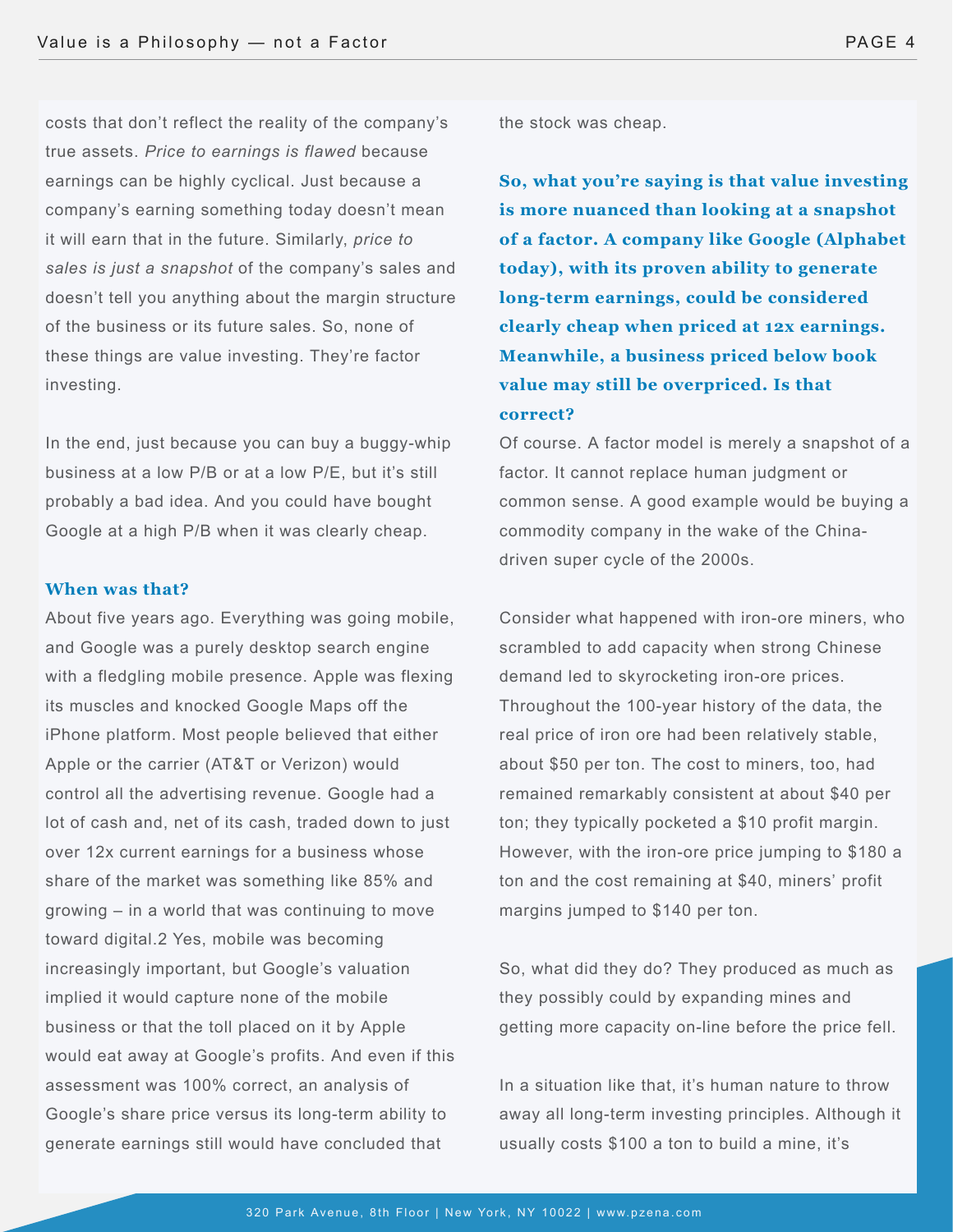costs that don't reflect the reality of the company's true assets. *Price to earnings is flawed* because earnings can be highly cyclical. Just because a company's earning something today doesn't mean it will earn that in the future. Similarly, *price to sales is just a snapshot* of the company's sales and doesn't tell you anything about the margin structure of the business or its future sales. So, none of these things are value investing. They're factor investing.

In the end, just because you can buy a buggy-whip business at a low P/B or at a low P/E, but it's still probably a bad idea. And you could have bought Google at a high P/B when it was clearly cheap.

**When was that?**

About five years ago. Everything was going mobile, and Google was a purely desktop search engine with a fledgling mobile presence. Apple was flexing its muscles and knocked Google Maps off the iPhone platform. Most people believed that either Apple or the carrier (AT&T or Verizon) would control all the advertising revenue. Google had a lot of cash and, net of its cash, traded down to just over 12x current earnings for a business whose share of the market was something like 85% and growing – in a world that was continuing to move toward digital.[2] Yes, mobile was becoming increasingly important, but Google's valuation implied it would capture none of the mobile business or that the toll placed on it by Apple would eat away at Google's profits. And even if this assessment was 100% correct, an analysis of Google's share price versus its long-term ability to generate earnings still would have concluded that the stock was cheap.

**So, what you're saying is that value investing is more nuanced than looking at a snapshot of a factor. A company like Google (Alphabet today), with its proven ability to generate long-term earnings, could be considered clearly cheap when priced at 12x earnings. Meanwhile, a business priced below book value may still be overpriced. Is that correct?**

Of course. A factor model is merely a snapshot of a factor. It cannot replace human judgment or common sense. A good example would be buying a commodity company in the wake of the China-driven super cycle of the 2000s.

Consider what happened with iron-ore miners, who scrambled to add capacity when strong Chinese demand led to skyrocketing iron-ore prices. Throughout the 100-year history of the data, the real price of iron ore had been relatively stable, about $50 per ton. The cost to miners, too, had remained remarkably consistent at about $40 per ton; they typically pocketed a $10 profit margin. However, with the iron-ore price jumping to $180 a ton and the cost remaining at $40, miners' profit margins jumped to $140 per ton.

So, what did they do? They produced as much as they possibly could by expanding mines and getting more capacity on-line before the price fell.

In a situation like that, it's human nature to throw away all long-term investing principles. Although it usually costs $100 a ton to build a mine, it's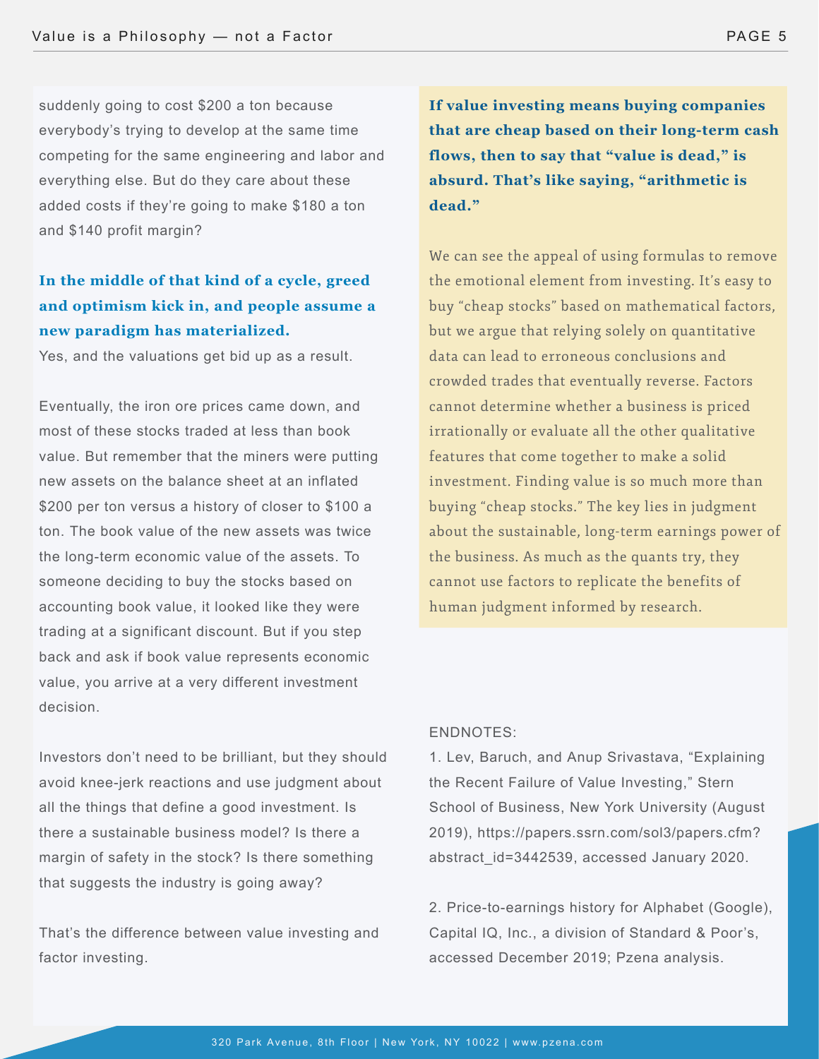suddenly going to cost $200 a ton because everybody's trying to develop at the same time competing for the same engineering and labor and everything else. But do they care about these added costs if they're going to make $180 a ton and $140 profit margin?

**In the middle of that kind of a cycle, greed and optimism kick in, and people assume a new paradigm has materialized.**

Yes, and the valuations get bid up as a result.

Eventually, the iron ore prices came down, and most of these stocks traded at less than book value. But remember that the miners were putting new assets on the balance sheet at an inflated $200 per ton versus a history of closer to $100 a ton. The book value of the new assets was twice the long-term economic value of the assets. To someone deciding to buy the stocks based on accounting book value, it looked like they were trading at a significant discount. But if you step back and ask if book value represents economic value, you arrive at a very different investment decision.

Investors don't need to be brilliant, but they should avoid knee-jerk reactions and use judgment about all the things that define a good investment. Is there a sustainable business model? Is there a margin of safety in the stock? Is there something that suggests the industry is going away?

That's the difference between value investing and factor investing.

**If value investing means buying companies that are cheap based on their long-term cash flows, then to say that "value is dead," is absurd. That's like saying, "arithmetic is dead."**

We can see the appeal of using formulas to remove the emotional element from investing. It's easy to buy "cheap stocks" based on mathematical factors, but we argue that relying solely on quantitative data can lead to erroneous conclusions and crowded trades that eventually reverse. Factors cannot determine whether a business is priced irrationally or evaluate all the other qualitative features that come together to make a solid investment. Finding value is so much more than buying "cheap stocks." The key lies in judgment about the sustainable, long-term earnings power of the business. As much as the quants try, they cannot use factors to replicate the benefits of human judgment informed by research.

ENDNOTES:

1. Lev, Baruch, and Anup Srivastava, "Explaining the Recent Failure of Value Investing," Stern School of Business, New York University (August 2019), https://papers.ssrn.com/sol3/papers.cfm?abstract_id=3442539, accessed January 2020.

2. Price-to-earnings history for Alphabet (Google), Capital IQ, Inc., a division of Standard & Poor's, accessed December 2019; Pzena analysis.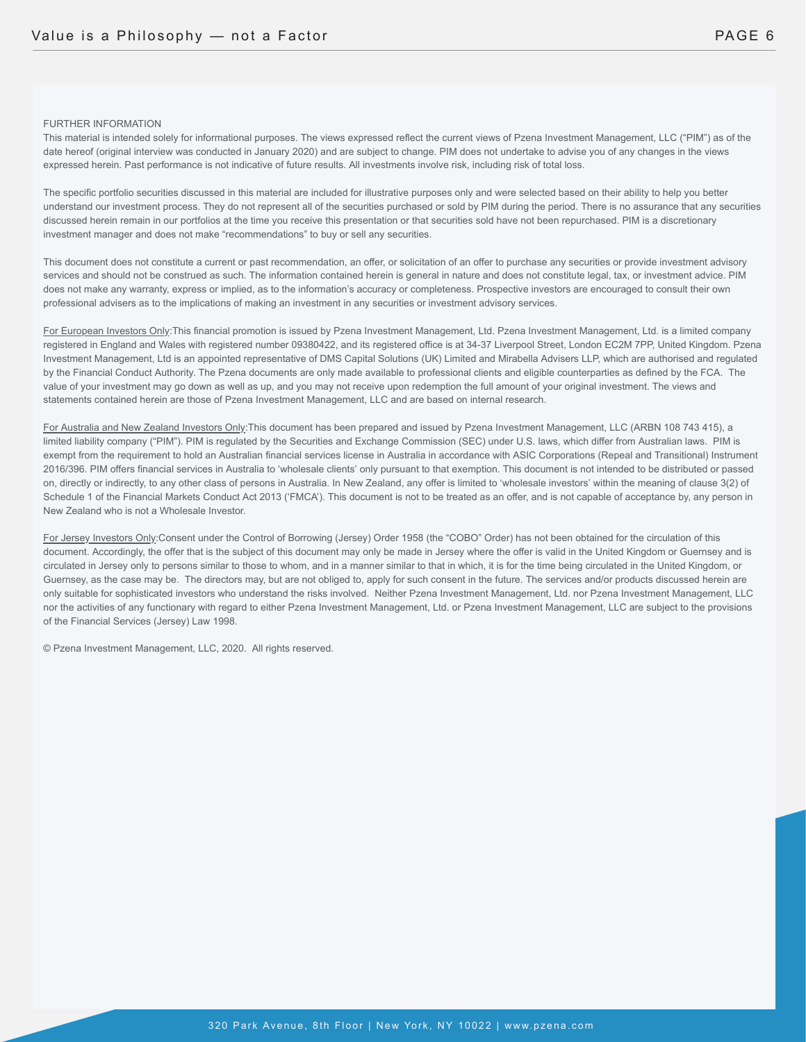FURTHER INFORMATION

This material is intended solely for informational purposes. The views expressed reflect the current views of Pzena Investment Management, LLC ("PIM") as of the date hereof (original interview was conducted in January 2020) and are subject to change. PIM does not undertake to advise you of any changes in the views expressed herein. Past performance is not indicative of future results. All investments involve risk, including risk of total loss.

The specific portfolio securities discussed in this material are included for illustrative purposes only and were selected based on their ability to help you better understand our investment process. They do not represent all of the securities purchased or sold by PIM during the period. There is no assurance that any securities discussed herein remain in our portfolios at the time you receive this presentation or that securities sold have not been repurchased. PIM is a discretionary investment manager and does not make "recommendations" to buy or sell any securities.

This document does not constitute a current or past recommendation, an offer, or solicitation of an offer to purchase any securities or provide investment advisory services and should not be construed as such. The information contained herein is general in nature and does not constitute legal, tax, or investment advice. PIM does not make any warranty, express or implied, as to the information's accuracy or completeness. Prospective investors are encouraged to consult their own professional advisers as to the implications of making an investment in any securities or investment advisory services.

For European Investors Only: This financial promotion is issued by Pzena Investment Management, Ltd. Pzena Investment Management, Ltd. is a limited company registered in England and Wales with registered number 09380422, and its registered office is at 34-37 Liverpool Street, London EC2M 7PP, United Kingdom. Pzena Investment Management, Ltd is an appointed representative of DMS Capital Solutions (UK) Limited and Mirabella Advisers LLP, which are authorised and regulated by the Financial Conduct Authority. The Pzena documents are only made available to professional clients and eligible counterparties as defined by the FCA. The value of your investment may go down as well as up, and you may not receive upon redemption the full amount of your original investment. The views and statements contained herein are those of Pzena Investment Management, LLC and are based on internal research.

For Australia and New Zealand Investors Only: This document has been prepared and issued by Pzena Investment Management, LLC (ARBN 108 743 415), a limited liability company ("PIM"). PIM is regulated by the Securities and Exchange Commission (SEC) under U.S. laws, which differ from Australian laws. PIM is exempt from the requirement to hold an Australian financial services license in Australia in accordance with ASIC Corporations (Repeal and Transitional) Instrument 2016/396. PIM offers financial services in Australia to 'wholesale clients' only pursuant to that exemption. This document is not intended to be distributed or passed on, directly or indirectly, to any other class of persons in Australia. In New Zealand, any offer is limited to 'wholesale investors' within the meaning of clause 3(2) of Schedule 1 of the Financial Markets Conduct Act 2013 ('FMCA'). This document is not to be treated as an offer, and is not capable of acceptance by, any person in New Zealand who is not a Wholesale Investor.

For Jersey Investors Only: Consent under the Control of Borrowing (Jersey) Order 1958 (the "COBO" Order) has not been obtained for the circulation of this document. Accordingly, the offer that is the subject of this document may only be made in Jersey where the offer is valid in the United Kingdom or Guernsey and is circulated in Jersey only to persons similar to those to whom, and in a manner similar to that in which, it is for the time being circulated in the United Kingdom, or Guernsey, as the case may be. The directors may, but are not obliged to, apply for such consent in the future. The services and/or products discussed herein are only suitable for sophisticated investors who understand the risks involved. Neither Pzena Investment Management, Ltd. nor Pzena Investment Management, LLC nor the activities of any functionary with regard to either Pzena Investment Management, Ltd. or Pzena Investment Management, LLC are subject to the provisions of the Financial Services (Jersey) Law 1998.

© Pzena Investment Management, LLC, 2020. All rights reserved.